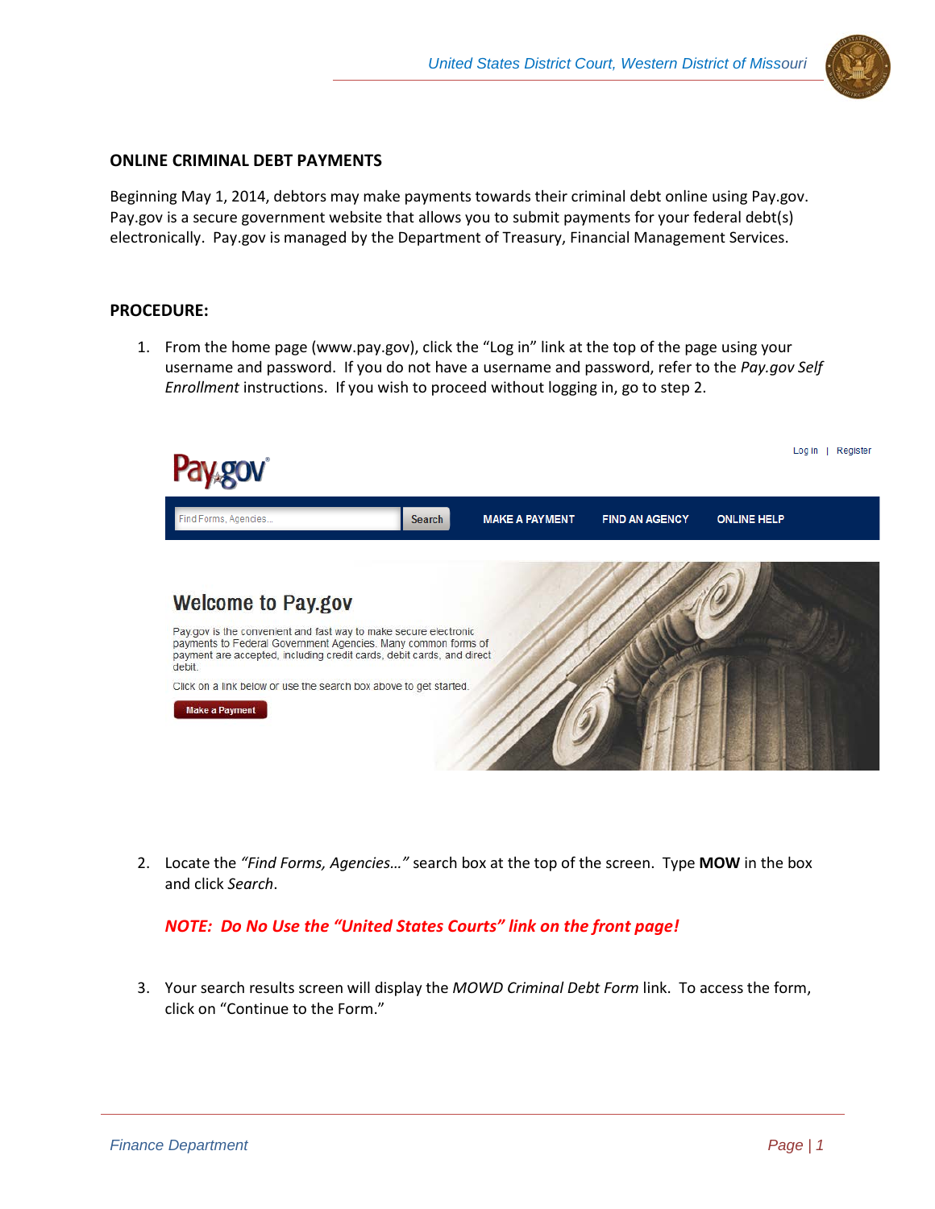## ONLINE CRIMINAL DEBT PAYMENTS

Beginning May 1, 2014, debtors may make payments towards their criminal debt online using Pay.gov. Pay.gov is a secure government website that allows you to submit payments for your federal debt(s) electronically. Pay.gov is managed by the Department of Treasury, Financial Management Services.

## PROCEDURE:

1. From the home page (www.pay.gov), click the "Log in" link at the top of the page using your username and password. If you do not have a username and password, refer to the *Pay.gov Self Enrollment* instructions. If you wish to proceed without logging in, go to step 2.

2. Locate the *"Find Forms, Agencies…"* search box at the top of the screen. Type **MOW** in the box and click *Search*.

   ***NOTE: Do No Use the "United States Courts" link on the front page!***

3. Your search results screen will display the *MOWD Criminal Debt Form* link. To access the form, click on "Continue to the Form."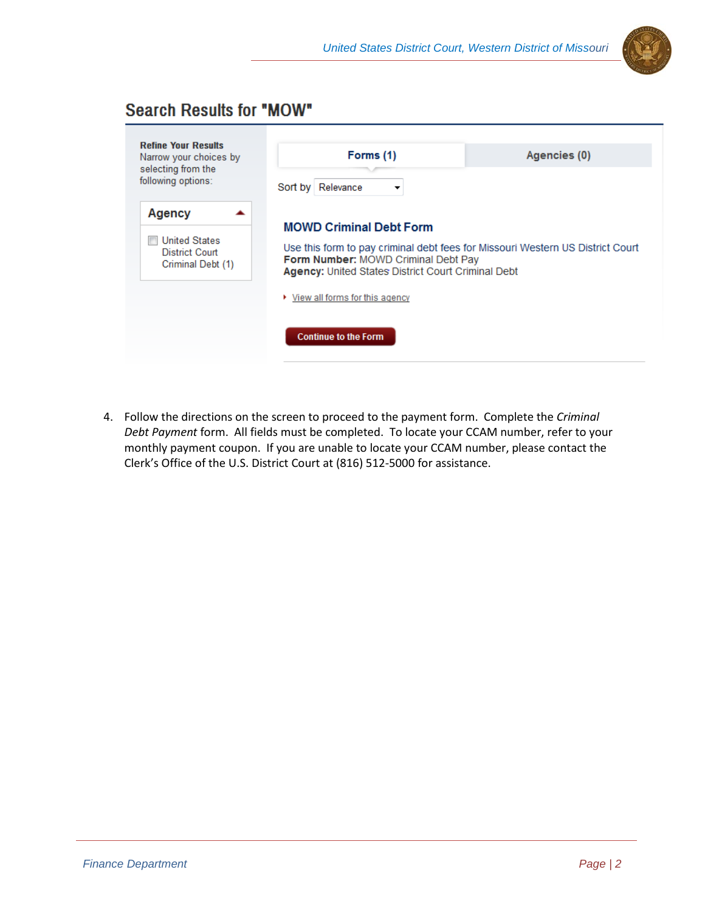## Search Results for "MOW"

**Refine Your Results**
Narrow your choices by selecting from the following options:

**Agency**

- United States District Court Criminal Debt (1)

Forms (1) | Agencies (0)

Sort by Relevance

### MOWD Criminal Debt Form

Use this form to pay criminal debt fees for Missouri Western US District Court
**Form Number:** MOWD Criminal Debt Pay
**Agency:** United States District Court Criminal Debt

- View all forms for this agency

Continue to the Form

4. Follow the directions on the screen to proceed to the payment form. Complete the *Criminal Debt Payment* form. All fields must be completed. To locate your CCAM number, refer to your monthly payment coupon. If you are unable to locate your CCAM number, please contact the Clerk's Office of the U.S. District Court at (816) 512-5000 for assistance.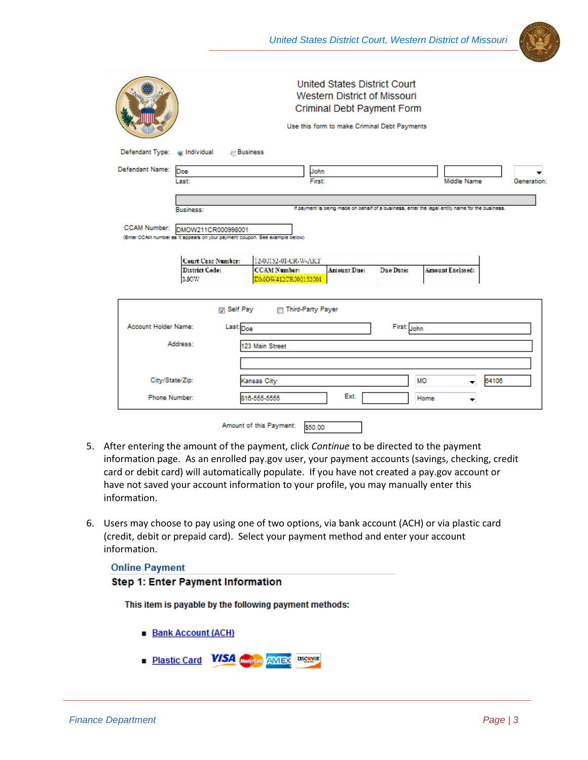United States District Court
Western District of Missouri
Criminal Debt Payment Form

Use this form to make Criminal Debt Payments

Defendant Type: Individual Business

Defendant Name: Doe (Last:) John (First:) Middle Name Generation:

Business: If payment is being made on behalf of a business, enter the legal entity name for the business.

CCAM Number: DMOW211CR000998001
(Enter CCAM number as it appears on your payment coupon. See example below)

| Court Case Number: | 12-00152-01-CR-W-AKT | | | |
|---|---|---|---|---|
| District Code: MOW | CCAM Number: DMOW412CR000152001 | Amount Due: | Due Date: | Amount Enclosed: |

Self Pay   Third-Party Payer

Account Holder Name: Last: Doe First: John

Address: 123 Main Street

City/State/Zip: Kansas City MO 64106

Phone Number: 816-555-5555 Ext. Home

Amount of this Payment: $50.00

5. After entering the amount of the payment, click *Continue* to be directed to the payment information page. As an enrolled pay.gov user, your payment accounts (savings, checking, credit card or debit card) will automatically populate. If you have not created a pay.gov account or have not saved your account information to your profile, you may manually enter this information.

6. Users may choose to pay using one of two options, via bank account (ACH) or via plastic card (credit, debit or prepaid card). Select your payment method and enter your account information.

**Online Payment**

**Step 1: Enter Payment Information**

**This item is payable by the following payment methods:**

- Bank Account (ACH)
- Plastic Card VISA MasterCard AMEX DISCOVER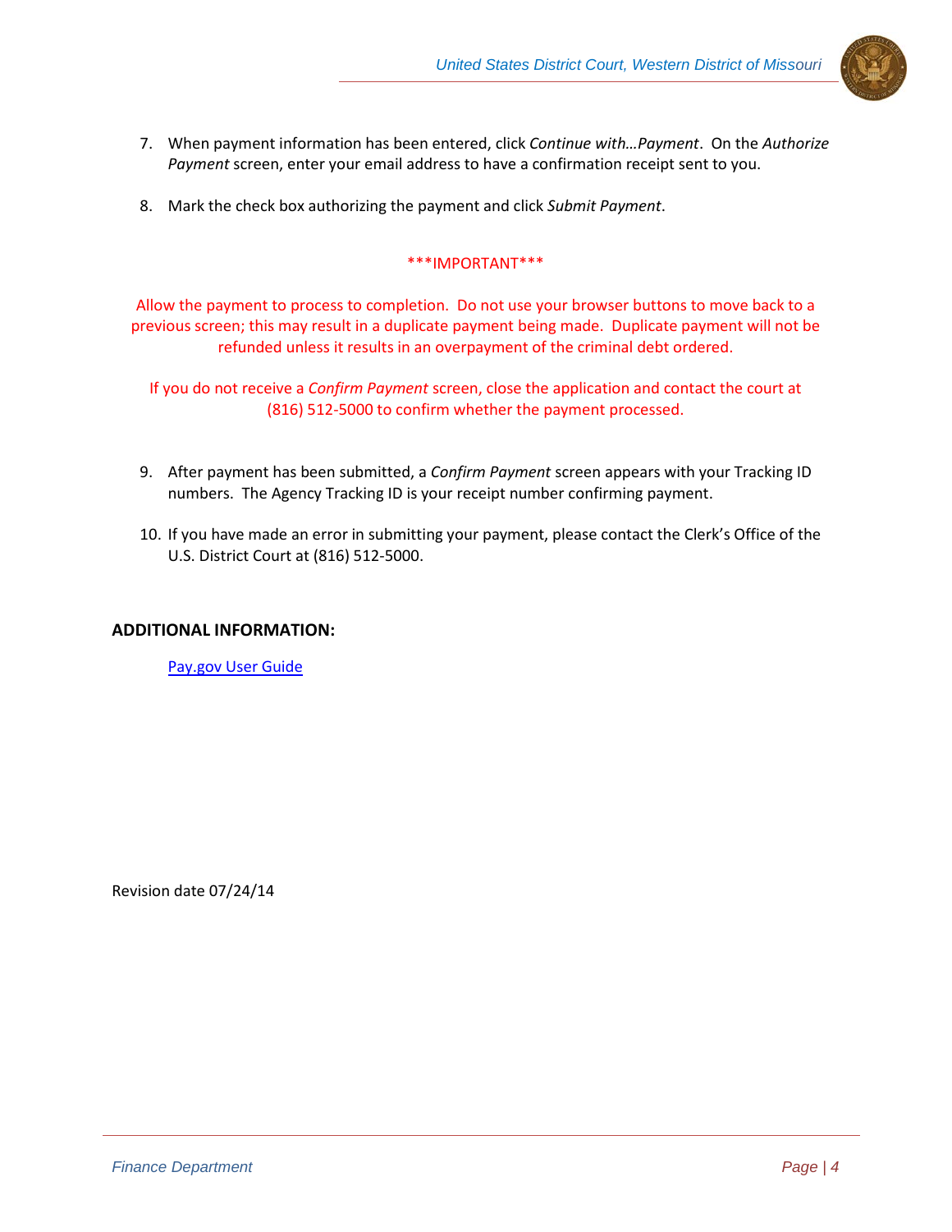7. When payment information has been entered, click *Continue with…Payment*. On the *Authorize Payment* screen, enter your email address to have a confirmation receipt sent to you.

8. Mark the check box authorizing the payment and click *Submit Payment*.

***IMPORTANT***

Allow the payment to process to completion. Do not use your browser buttons to move back to a previous screen; this may result in a duplicate payment being made. Duplicate payment will not be refunded unless it results in an overpayment of the criminal debt ordered.

If you do not receive a *Confirm Payment* screen, close the application and contact the court at (816) 512-5000 to confirm whether the payment processed.

9. After payment has been submitted, a *Confirm Payment* screen appears with your Tracking ID numbers. The Agency Tracking ID is your receipt number confirming payment.

10. If you have made an error in submitting your payment, please contact the Clerk's Office of the U.S. District Court at (816) 512-5000.

**ADDITIONAL INFORMATION:**

Pay.gov User Guide

Revision date 07/24/14